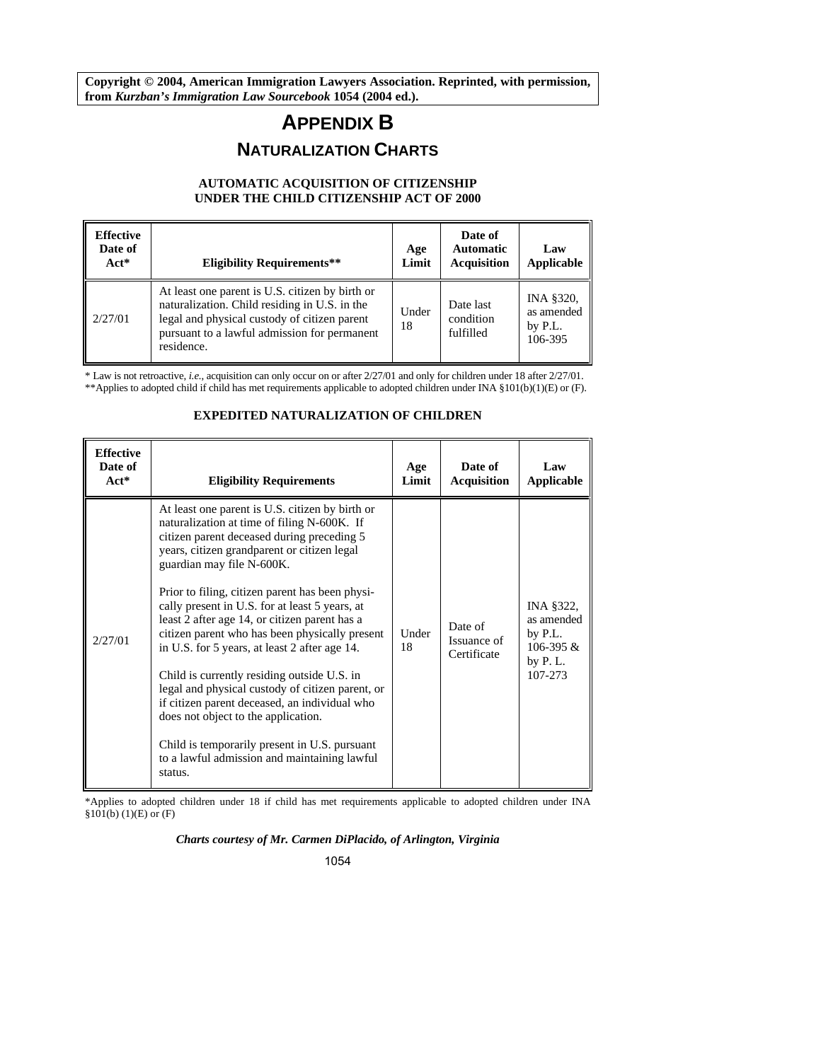**Copyright © 2004, American Immigration Lawyers Association. Reprinted, with permission, from *Kurzban's Immigration Law Sourcebook* 1054 (2004 ed.).**

# APPENDIX B

## NATURALIZATION CHARTS

### AUTOMATIC ACQUISITION OF CITIZENSHIP UNDER THE CHILD CITIZENSHIP ACT OF 2000

| Effective Date of Act* | Eligibility Requirements** | Age Limit | Date of Automatic Acquisition | Law Applicable |
|---|---|---|---|---|
| 2/27/01 | At least one parent is U.S. citizen by birth or naturalization. Child residing in U.S. in the legal and physical custody of citizen parent pursuant to a lawful admission for permanent residence. | Under 18 | Date last condition fulfilled | INA §320, as amended by P.L. 106-395 |

\* Law is not retroactive, *i.e.*, acquisition can only occur on or after 2/27/01 and only for children under 18 after 2/27/01.
\*\*Applies to adopted child if child has met requirements applicable to adopted children under INA §101(b)(1)(E) or (F).

### EXPEDITED NATURALIZATION OF CHILDREN

| Effective Date of Act* | Eligibility Requirements | Age Limit | Date of Acquisition | Law Applicable |
|---|---|---|---|---|
| 2/27/01 | At least one parent is U.S. citizen by birth or naturalization at time of filing N-600K. If citizen parent deceased during preceding 5 years, citizen grandparent or citizen legal guardian may file N-600K.<br><br>Prior to filing, citizen parent has been physically present in U.S. for at least 5 years, at least 2 after age 14, or citizen parent has a citizen parent who has been physically present in U.S. for 5 years, at least 2 after age 14.<br><br>Child is currently residing outside U.S. in legal and physical custody of citizen parent, or if citizen parent deceased, an individual who does not object to the application.<br><br>Child is temporarily present in U.S. pursuant to a lawful admission and maintaining lawful status. | Under 18 | Date of Issuance of Certificate | INA §322, as amended by P.L. 106-395 & by P. L. 107-273 |

\*Applies to adopted children under 18 if child has met requirements applicable to adopted children under INA §101(b) (1)(E) or (F)

***Charts courtesy of Mr. Carmen DiPlacido, of Arlington, Virginia***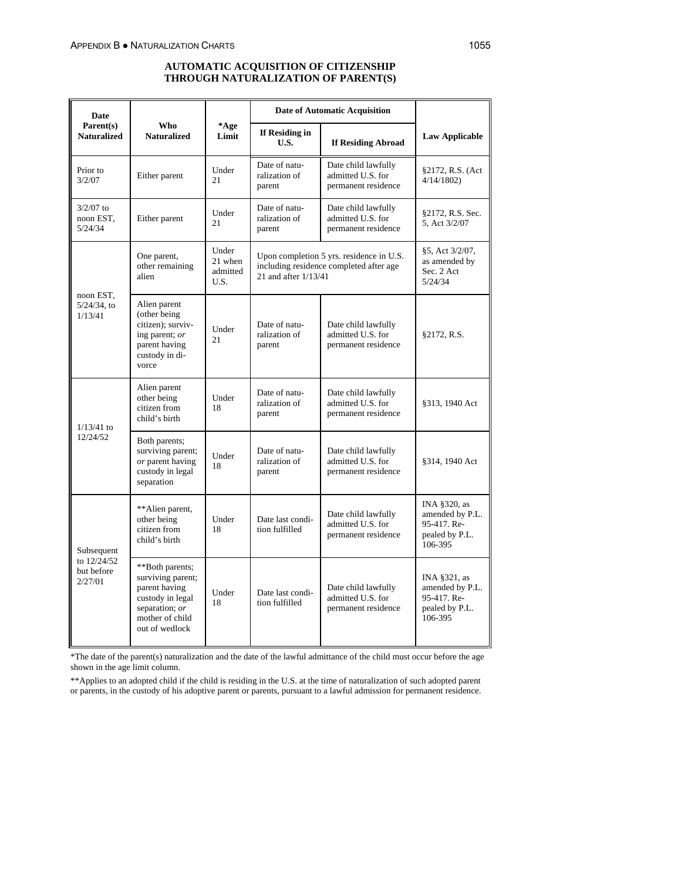## AUTOMATIC ACQUISITION OF CITIZENSHIP THROUGH NATURALIZATION OF PARENT(S)

| Date Parent(s) Naturalized | Who Naturalized | *Age Limit | Date of Automatic Acquisition | | Law Applicable |
|---|---|---|---|---|---|
| | | | If Residing in U.S. | If Residing Abroad | |
| Prior to 3/2/07 | Either parent | Under 21 | Date of naturalization of parent | Date child lawfully admitted U.S. for permanent residence | §2172, R.S. (Act 4/14/1802) |
| 3/2/07 to noon EST, 5/24/34 | Either parent | Under 21 | Date of naturalization of parent | Date child lawfully admitted U.S. for permanent residence | §2172, R.S. Sec. 5, Act 3/2/07 |
| noon EST, 5/24/34, to 1/13/41 | One parent, other remaining alien | Under 21 when admitted U.S. | Upon completion 5 yrs. residence in U.S. including residence completed after age 21 and after 1/13/41 | | §5, Act 3/2/07, as amended by Sec. 2 Act 5/24/34 |
| | Alien parent (other being citizen); surviving parent; *or* parent having custody in divorce | Under 21 | Date of naturalization of parent | Date child lawfully admitted U.S. for permanent residence | §2172, R.S. |
| 1/13/41 to 12/24/52 | Alien parent other being citizen from child's birth | Under 18 | Date of naturalization of parent | Date child lawfully admitted U.S. for permanent residence | §313, 1940 Act |
| | Both parents; surviving parent; *or* parent having custody in legal separation | Under 18 | Date of naturalization of parent | Date child lawfully admitted U.S. for permanent residence | §314, 1940 Act |
| Subsequent to 12/24/52 but before 2/27/01 | **Alien parent, other being citizen from child's birth | Under 18 | Date last condition fulfilled | Date child lawfully admitted U.S. for permanent residence | INA §320, as amended by P.L. 95-417. Repealed by P.L. 106-395 |
| | **Both parents; surviving parent; parent having custody in legal separation; *or* mother of child out of wedlock | Under 18 | Date last condition fulfilled | Date child lawfully admitted U.S. for permanent residence | INA §321, as amended by P.L. 95-417. Repealed by P.L. 106-395 |

*The date of the parent(s) naturalization and the date of the lawful admittance of the child must occur before the age shown in the age limit column.

**Applies to an adopted child if the child is residing in the U.S. at the time of naturalization of such adopted parent or parents, in the custody of his adoptive parent or parents, pursuant to a lawful admission for permanent residence.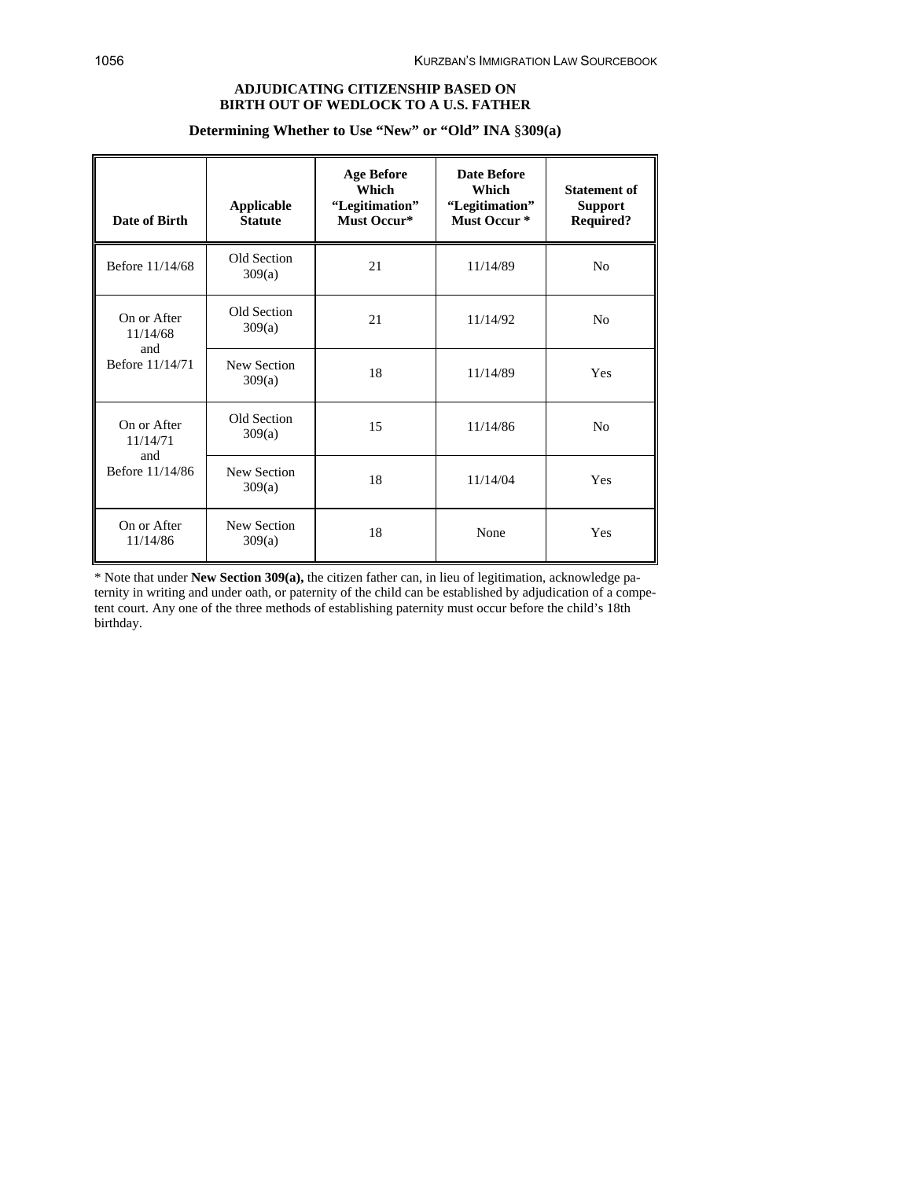## ADJUDICATING CITIZENSHIP BASED ON BIRTH OUT OF WEDLOCK TO A U.S. FATHER

### Determining Whether to Use "New" or "Old" INA §309(a)

| Date of Birth | Applicable Statute | Age Before Which "Legitimation" Must Occur* | Date Before Which "Legitimation" Must Occur * | Statement of Support Required? |
|---|---|---|---|---|
| Before 11/14/68 | Old Section 309(a) | 21 | 11/14/89 | No |
| On or After 11/14/68 and Before 11/14/71 | Old Section 309(a) | 21 | 11/14/92 | No |
| | New Section 309(a) | 18 | 11/14/89 | Yes |
| On or After 11/14/71 and Before 11/14/86 | Old Section 309(a) | 15 | 11/14/86 | No |
| | New Section 309(a) | 18 | 11/14/04 | Yes |
| On or After 11/14/86 | New Section 309(a) | 18 | None | Yes |

* Note that under **New Section 309(a),** the citizen father can, in lieu of legitimation, acknowledge paternity in writing and under oath, or paternity of the child can be established by adjudication of a competent court. Any one of the three methods of establishing paternity must occur before the child's 18th birthday.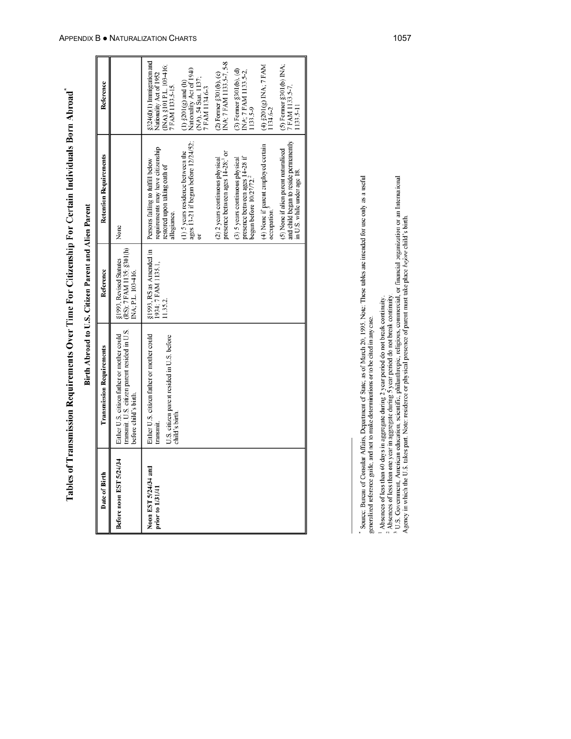# Tables of Transmission Requirements Over Time For Citizenship For Certain Individuals Born Abroad*

## Birth Abroad to U.S. Citizen Parent and Alien Parent

| Date of Birth | Transmission Requirements | Reference | Retention Requirements | Reference |
|---|---|---|---|---|
| **Before noon EST 5/24/34** | Either U.S. citizen father or mother could transmit. U.S. citizen parent resided in U.S. before child's birth. | §1993, Revised Statutes (RS); 7 FAM 1135; §301(h) INA; P.L. 103-416. | None | |
| **Noon EST 5/24/34 and prior to 1/31/41** | Either U.S. citizen father or mother could transmit.<br><br>U.S. citizen parent resided in U.S. before child's birth. | §1993, RS as Amended in 1934; 7 FAM 1133.1, 1135.2. | Persons failing to fulfill below requirements may have citizenship restored upon taking oath of allegiance.<br><br>(1) 5 years residence between the ages 13-21 if begun before 12/24/52; or<br><br>(2) 2 years continuous physical presence between ages 14-28;[1] or<br><br>(3) 5 years continuous physical presence between ages 14-28 if begun before 10/27/72.[2]<br><br>(4) None if parent employed certain occupation.[3]<br><br>(5) None if alien parent naturalized and child began to reside permanently in U.S. while under age 18. | §324(d)(1) Immigration and Nationality Act of 1952 (INA), §101 P.L. 103-416; 7 FAM 1133.5-15.<br><br>(1) §201(g) and (h) Nationality Act of 1940 (NA), 54 Stat. 1137; 7 FAM 1134.6-3<br><br>(2) Former §301(b), (c) INA; 7 FAM 1133.5-7, 5-8<br><br>(3) Former §301(b), (d) INA; 7 FAM 1133.5-2, 1133.5-9<br><br>(4) §201(g) INA; 7 FAM 1134.6-2<br><br>(5) Former §301(b) INA; 7 FAM 1133.5-7, 1133.5-11 |

\* Source: Bureau of Consular Affairs, Department of State, as of March 20, 1995. Note: These tables are intended for use only as a useful generalized reference guide, and not to make determinations or to be cited in any case.

[1] Absences of less than 60 days in aggregate during 2 year period do not break continuity.

[2] Absences of less than one year in aggregate during 5 year period do not break continuity.

[3] U.S. Government, American education, scientific, philanthropic, religious, commercial, or financial organization or an International Agency in which the U.S. takes part. Note: residence or physical presence of parent must take place *before* child's birth.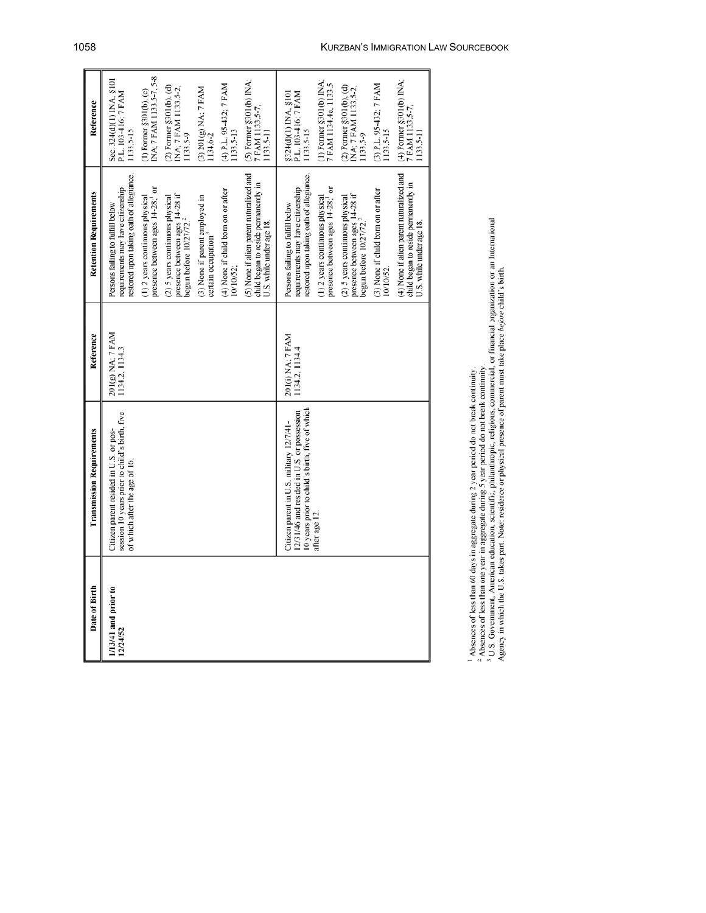| Date of Birth | Transmission Requirements | Reference | Retention Requirements | Reference |
|---|---|---|---|---|
| **1/13/41 and prior to 12/24/52** | Citizen parent resided in U.S. or possession 10 years prior to child's birth, five of which after the age of 16. | 201(g) NA; 7 FAM 1134.2, 1134.3 | Persons failing to fulfill below requirements may have citizenship restored upon taking oath of allegiance. | Sec. 324(d)(1) INA, §101 P.L. 103-416; 7 FAM 1133.5-15 |
| | | | (1) 2 years continuous physical presence between ages 14-28;[1] or | (1) Former §301(b), (c) INA; 7 FAM 1133.5-7, 5-8 |
| | | | (2) 5 years continuous physical presence between ages 14-28 if begun before 10/27/72.[2] | (2) Former §301(b), (d) INA; 7 FAM 1133.5-2, 1133.5-9 |
| | | | (3) None if parent employed in certain occupation[3] | (3) 201(g) NA; 7 FAM 1134.6-2 |
| | | | (4) None if child born on or after 10/10/52; | (4) P.L. 95-432; 7 FAM 1133.5-15 |
| | | | (5) None if alien parent naturalized and child began to reside permanently in U.S. while under age 18. | (5) Former §301(b) INA; 7 FAM 1133.5-7, 1133.5-11 |
| | Citizen parent in U.S. military 12/7/41-12/31/46 and resided in U.S. or possession 10 years prior to child's birth, five of which after age 12. | 201(i) NA; 7 FAM 1134.2, 1134.4 | Persons failing to fulfill below requirements may have citizenship restored upon taking oath of allegiance. | §324(d)(1) INA, §101 P.L. 103-416; 7 FAM 1133.5-15 |
| | | | (1) 2 years continuous physical presence between ages 14-28;[1] or | (1) Former §301(b) INA; 7 FAM 1134.4e, 1133.5 |
| | | | (2) 5 years continuous physical presence between ages 14-28 if begun before 10/27/72.[2] | (2) Former §301(b), (d) INA; 7 FAM 1133.5-2, 1133.5-9 |
| | | | (3) None if child born on or after 10/10/52. | (3) P.L. 95-432; 7 FAM 1133.5-15 |
| | | | (4) None if alien parent naturalized and child began to reside permanently in U.S. while under age 18. | (4) Former §301(b) INA; 7 FAM 1133.5-7, 1133.5-11 |

[1] Absences of less than 60 days in aggregate during 2 year period do not break continuity.
[2] Absences of less than one year in aggregate during 5 year period do not break continuity.
[3] U.S. Government, American education, scientific, philanthropic, religious, commercial, or financial organization or an International Agency in which the U.S. takes part. Note: residence or physical presence of parent must take place *before* child's birth.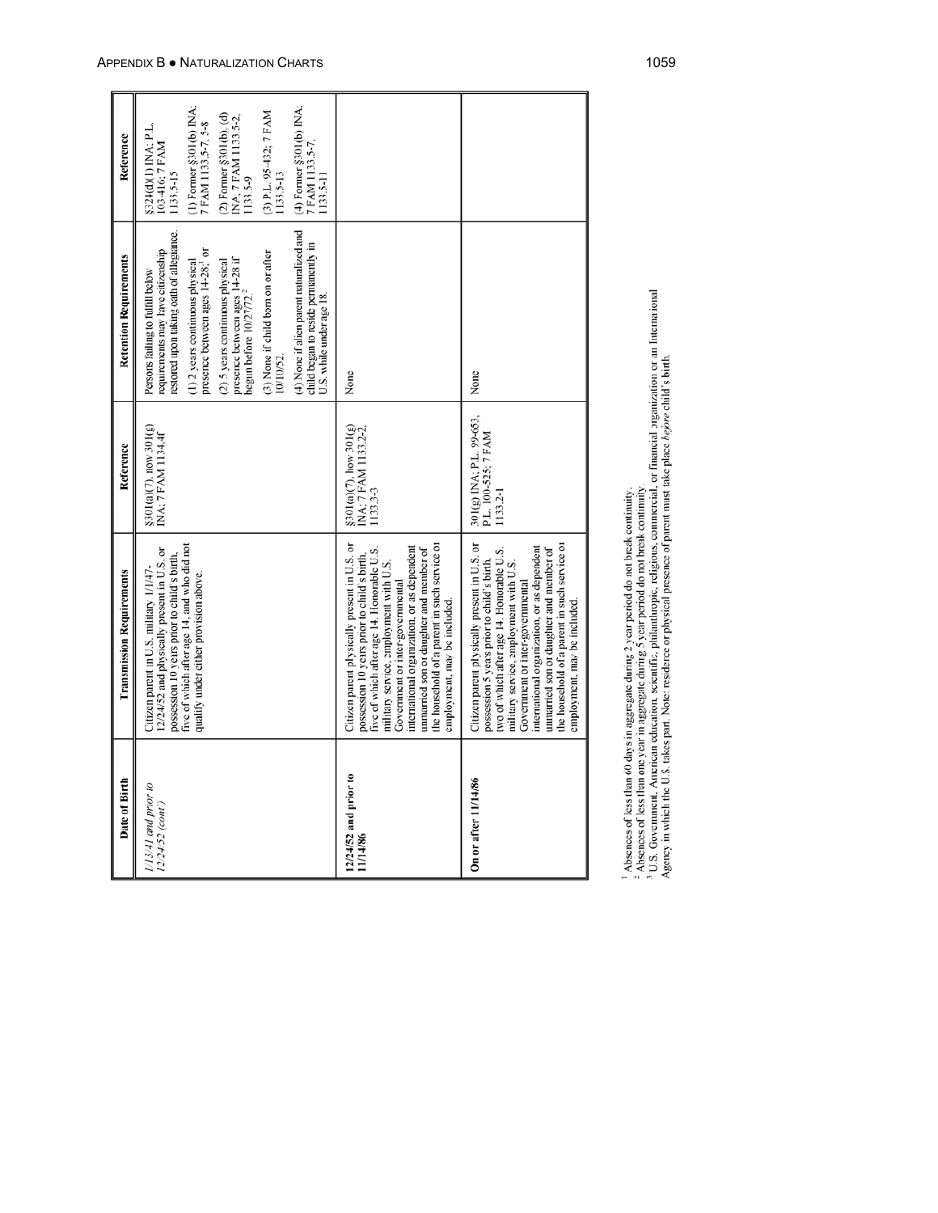| Date of Birth | Transmission Requirements | Reference | Retention Requirements | Reference |
|---|---|---|---|---|
| *1/13/41 and prior to 12/24/52 (cont')* | Citizen parent in U.S. military 1/1/47-12/24/52 and physically present in U.S. or possession 10 years prior to child's birth, five of which after age 14, and who did not qualify under either provision above. | §301(a)(7), now 301(g) INA; 7 FAM 1134.4f | Persons failing to fulfill below requirements may have citizenship restored upon taking oath of allegiance.<br>(1) 2 years continuous physical presence between ages 14-28;[1] or<br>(2) 5 years continuous physical presence between ages 14-28 if begun before 10/27/72.[2]<br>(3) None if child born on or after 10/10/52.<br>(4) None if alien parent naturalized and child began to reside permanently in U.S. while under age 18. | §324(d)(1) INA; P.L. 103-416; 7 FAM 1133.5-15<br>(1) Former §301(b) INA; 7 FAM 1133.5-7, 5-8<br>(2) Former §301(b), (d) INA; 7 FAM 1133.5-2, 1133.5-9<br>(3) P.L. 95-432; 7 FAM 1133.5-13<br>(4) Former §301(b) INA; 7 FAM 1133.5-7, 1133.5-11 |
| **12/24/52 and prior to 11/14/86** | Citizen parent physically present in U.S. or possession 10 years prior to child's birth, five of which after age 14. Honorable U.S. military service, employment with U.S. Government or inter-governmental international organization, or as dependent unmarried son or daughter and member of the household of a parent in such service or employment, may be included. | §301(a)(7), now 301(g) INA; 7 FAM 1133.2-2, 1133.3-3 | None | |
| **On or after 11/14/86** | Citizen parent physically present in U.S. or possession 5 years prior to child's birth, two of which after age 14. Honorable U.S. military service, employment with U.S. Government or inter-governmental international organization, or as dependent unmarried son or daughter and member of the household of a parent in such service or employment, may be included. | 301(g) INA; P.L. 99-653, P.L. 100-525; 7 FAM 1133.2-1 | None | |

[1] Absences of less than 60 days in aggregate during 2 year period do not break continuity.
[2] Absences of less than one year in aggregate during 5 year period do not break continuity.
[3] U.S. Government, American education, scientific, philanthropic, religious, commercial, or financial organization or an International Agency in which the U.S. takes part. Note: residence or physical presence of parent must take place *before* child's birth.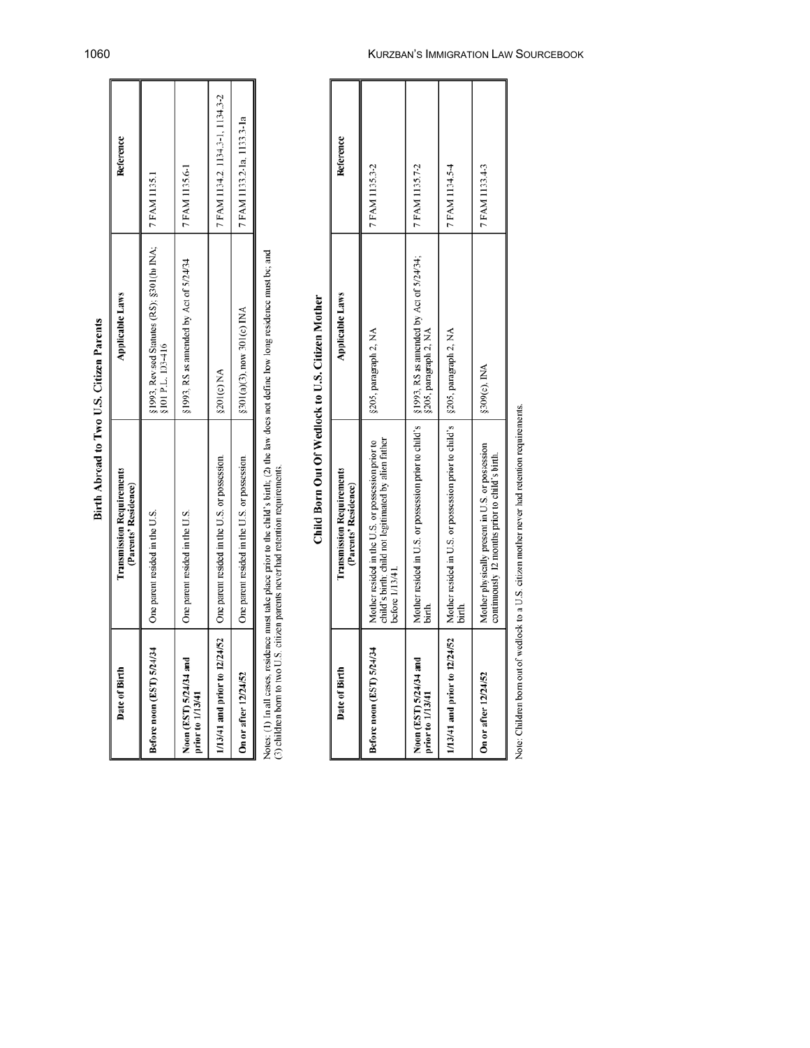## Birth Abroad to Two U.S. Citizen Parents

| Date of Birth | Transmission Requirements (Parents' Residence) | Applicable Laws | Reference |
|---|---|---|---|
| Before noon (EST) 5/24/34 | One parent resided in the U.S. | §1993, Revised Statutes (RS); §301(h) INA; §101 P.L. 103-416 | 7 FAM 1135.1 |
| Noon (EST) 5/24/34 and prior to 1/13/41 | One parent resided in the U.S. | §1993, RS as amended by Act of 5/24/34 | 7 FAM 1135.6-1 |
| 1/13/41 and prior to 12/24/52 | One parent resided in the U.S. or possession. | §201(c) NA | 7 FAM 1134.2, 1134.3-1, 1134.3-2 |
| On or after 12/24/52 | One parent resided in the U.S. or possession | §301(a)(3), now 301(c) INA | 7 FAM 1133.2-1a, 1133.3-1a |

Notes: (1) In all cases, residence must take place prior to the child's birth; (2) the law does not define how long residence must be; and (3) children born to two U.S. citizen parents never had retention requirements.

## Child Born Out Of Wedlock to U.S. Citizen Mother

| Date of Birth | Transmission Requirements (Parents' Residence) | Applicable Laws | Reference |
|---|---|---|---|
| Before noon (EST) 5/24/34 | Mother resided in the U.S. or possession prior to child's birth; child not legitimated by alien father before 1/13/41. | §205, paragraph 2, NA | 7 FAM 1135.3-2 |
| Noon (EST) 5/24/34 and prior to 1/13/41 | Mother resided in U.S. or possession prior to child's birth. | §1993, RS as amended by Act of 5/24/34; §205, paragraph 2, NA | 7 FAM 1135.7-2 |
| 1/13/41 and prior to 12/24/52 | Mother resided in U.S. or possession prior to child's birth. | §205, paragraph 2, NA | 7 FAM 1134.5-4 |
| On or after 12/24/52 | Mother physically present in U.S. or possession continuously 12 months prior to child's birth. | §309(c), INA | 7 FAM 1133.4-3 |

Note: Children born out of wedlock to a U.S. citizen mother never had retention requirements.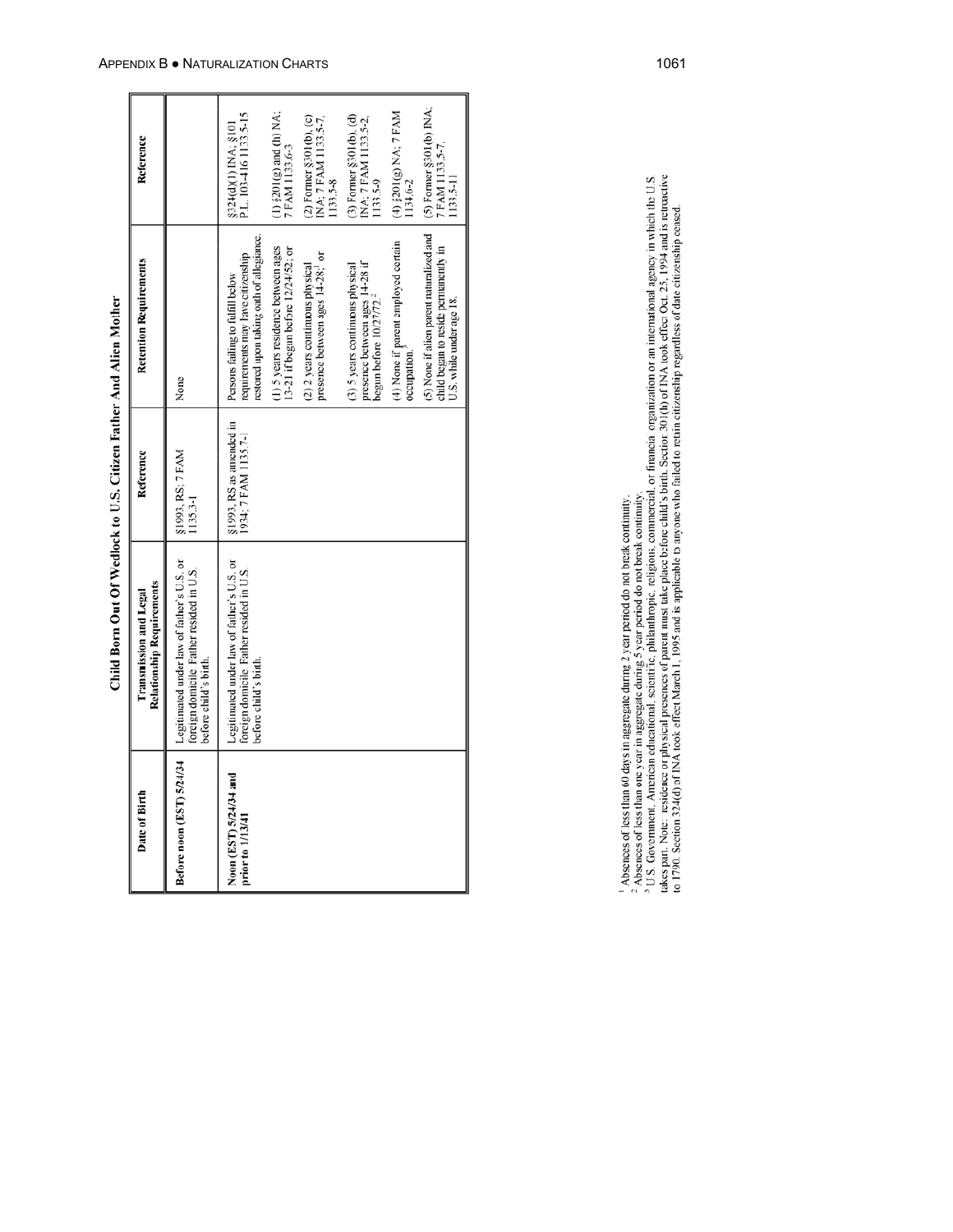# Child Born Out Of Wedlock to U.S. Citizen Father And Alien Mother

| Date of Birth | Transmission and Legal Relationship Requirements | Reference | Retention Requirements | Reference |
|---|---|---|---|---|
| **Before noon (EST) 5/24/34** | Legitimated under law of father's U.S. or foreign domicile. Father resided in U.S. before child's birth. | §1993, RS; 7 FAM 1135.3-1 | None | |
| **Noon (EST) 5/24/34 and prior to 1/13/41** | Legitimated under law of father's U.S. or foreign domicile. Father resided in U.S. before child's birth. | §1993, RS as amended in 1934; 7 FAM 1135.7-1 | Persons failing to fulfill below requirements may have citizenship restored upon taking oath of allegiance. | §324(d)(1) INA; §101 P.L. 103-416 1133.5-15 |
| | | | (1) 5 years residence between ages 13-21 if begun before 12/24/52; or | (1) §201(g) and (h) NA; 7 FAM 1133.6-3 |
| | | | (2) 2 years continuous physical presence between ages 14-28;[1] or | (2) Former §301(b), (c) INA; 7 FAM 1133.5-7, 1133.5-8 |
| | | | (3) 5 years continuous physical presence between ages 14-28 if begun before 10/27/72.[2] | (3) Former §301(b), (d) INA; 7 FAM 1133.5-2, 1133.5-9 |
| | | | (4) None if parent employed certain occupation.[3] | (4) §201(g) NA; 7 FAM 1134.6-2 |
| | | | (5) None if alien parent naturalized and child began to reside permanently in U.S. while under age 18. | (5) Former §301(b) INA; 7 FAM 1133.5-7, 1133.5-11 |

[1] Absences of less than 60 days in aggregate during 2 year period do not break continuity.
[2] Absences of less than one year in aggregate during 5 year period do not break continuity.
[3] U.S. Government, American educational, scientific, philanthropic, religious, commercial, or financial organization or an international agency in which the U.S. takes part. Note: residence or physical presence of parent must take place before child's birth. Section 301(h) of INA took effect Oct. 25, 1994 and is retroactive to 1790. Section 324(d) of INA took effect March 1, 1995 and is applicable to anyone who failed to retain citizenship regardless of date citizenship ceased.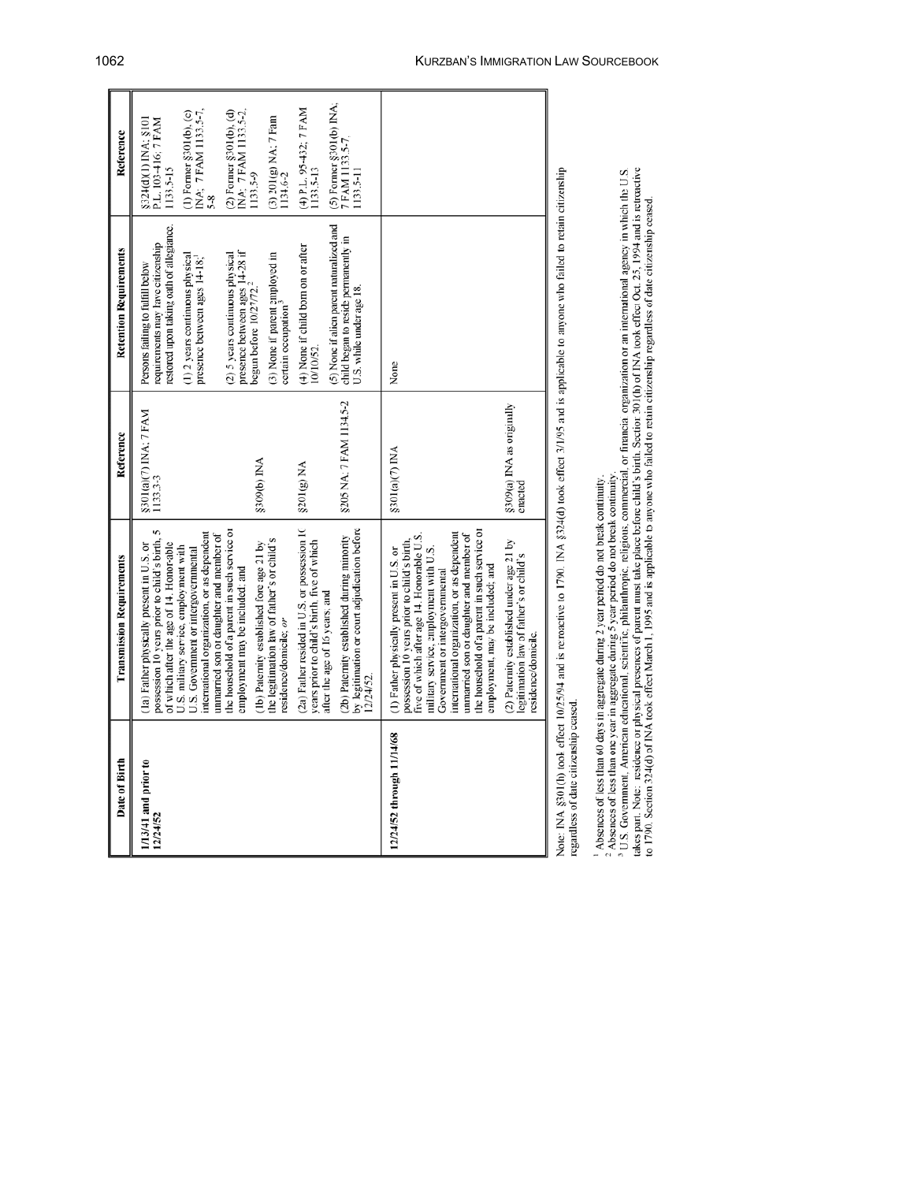| Date of Birth | Transmission Requirements | Reference | Retention Requirements | Reference |
|---|---|---|---|---|
| 1/13/41 and prior to 12/24/52 | (1a) Father physically present in U.S. or possession 10 years prior to child's birth, 5 of which after the age of 14. Honorable U.S. military service, employment with U.S. Government or intergovernmental international organization, or as dependent unmarried son or daughter and member of the household of a parent in such service or employment may be included; and<br><br>(1b) Paternity established before age 21 by the legitimation law of father's or child's residence/domicile; *or* | §301(a)(7) INA; 7 FAM 1133.3-3<br><br>§309(b) INA | Persons failing to fulfill below requirements may have citizenship restored upon taking oath of allegiance.<br><br>(1) 2 years continuous physical presence between ages 14-18;[1]<br><br>(2) 5 years continuous physical presence between ages 14-28 if began before 10/27/72.[2]<br><br>(3) None if parent employed in certain occupation[3] | §324(d)(1) INA; §101 P.L. 103-416; 7 FAM 1133.5-15<br><br>(1) Former §301(b), (c) INA; 7 FAM 1133.5-7, 5-8<br><br>(2) Former §301(b), (d) INA; 7 FAM 1133.5-2, 1133.5-9<br><br>(3) 201(g) NA; 7 Fam 1134.6-2 |
| | (2a) Father resided in U.S. or possession 10 years prior to child's birth, five of which after the age of 16 years, and<br><br>(2b) Paternity established during minority by legitimation or court adjudication before 12/24/52. | §201(g) NA<br><br>§205 NA; 7 FAM 1134.5-2 | (4) None if child born on or after 10/10/52.<br><br>(5) None if alien parent naturalized and child began to reside permanently in U.S. while under age 18. | (4) P.L. 95-432; 7 FAM 1133.5-13<br><br>(5) Former §301(b) INA; 7 FAM 1133.5-7, 1133.5-11 |
| 12/24/52 through 11/14/68 | (1) Father physically present in U.S. or possession 10 years prior to child's birth, five of which after age 14. Honorable U.S. military service, employment with U.S. Government or intergovernmental international organization, or as dependent unmarried son or daughter and member of the household of a parent in such service or employment, may be included; and<br><br>(2) Paternity established under age 21 by legitimation law of father's or child's residence/domicile. | §301(a)(7) INA<br><br>§309(a) INA as originally enacted | None | |

Note: INA §301(h) took effect 10/25/94 and is retroactive to 1790. INA §324(d) took effect 3/1/95 and is applicable to anyone who failed to retain citizenship regardless of date citizenship ceased.

[1] Absences of less than 60 days in aggregate during 2 year period do not break continuity.

[2] Absences of less than one year in aggregate during 5 year period do not break continuity.

[3] U.S. Government, American educational, scientific, philanthropic, religious, commercial, or financial organization or an international agency in which the U.S. takes part. Note: residence or physical presence of parent must take place before child's birth. Section 301(h) of INA took effect Oct. 25, 1994 and is retroactive to 1790. Section 324(d) of INA took effect March 1, 1995 and is applicable to anyone who failed to retain citizenship regardless of date citizenship ceased.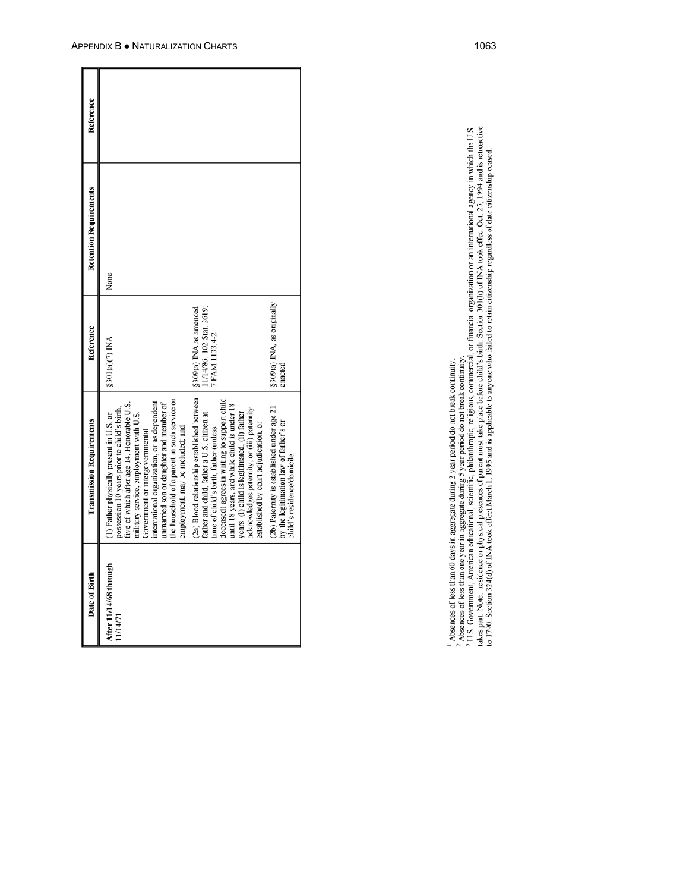| Date of Birth | Transmission Requirements | Reference | Retention Requirements | Reference |
|---|---|---|---|---|
| **After 11/14/68 through 11/14/71** | (1) Father physically present in U.S. or possession 10 years prior to child's birth, five of which after age 14. Honorable U.S. military service, employment with U.S. Government or intergovernmental international organization, or as dependent unmarried son or daughter and member of the household of a parent in such service or employment, may be included; and | §301(a)(7) INA | None | |
| | (2a) Blood relationship established between father and child, father a U.S. citizen at time of child's birth, father (unless deceased) agrees in writing to support child until 18 years, and while child is under 18 years: (i) child is legitimated, (ii) father acknowledges paternity, or (iii) paternity established by court adjudication, or | §309(a) INA as amended 11/14/86, 102 Stat. 2619; 7 FAM 1133.4-2 | | |
| | (2b) Paternity is established under age 21 by the legitimation law of father's or child's residence/domicile. | §309(a) INA, as originally enacted | | |

[1] Absences of less than 60 days in aggregate during 2 year period do not break continuity.
[2] Absences of less than one year in aggregate during 5 year period do not break continuity.
[3] U.S. Government, American educational, scientific, philanthropic, religious, commercial, or financial organization or an international agency in which the U.S. takes part. Note: residence or physical presence of parent must take place before child's birth. Section 301(h) of INA took effect Oct. 25, 1994 and is retroactive to 1790. Section 324(d) of INA took effect March 1, 1995 and is applicable to anyone who failed to retain citizenship regardless of date citizenship ceased.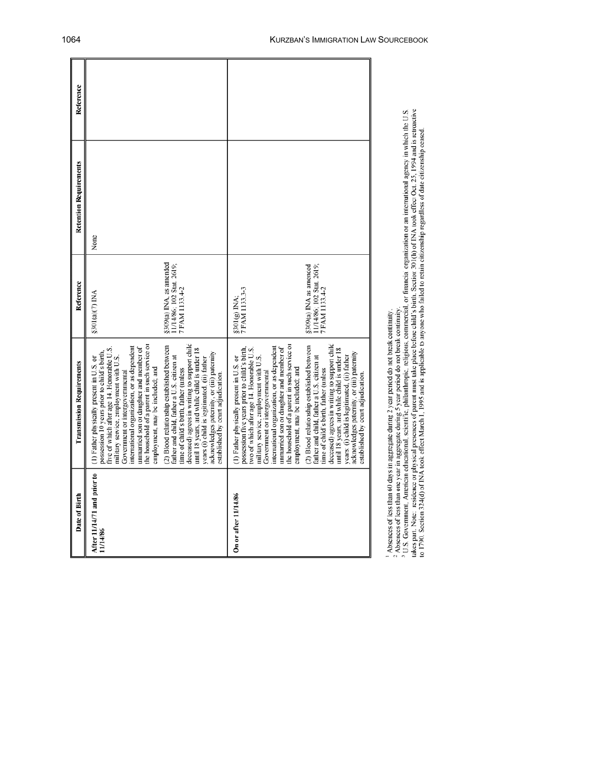| Date of Birth | Transmission Requirements | Reference | Retention Requirements | Reference |
|---|---|---|---|---|
| After 11/14/71 and prior to 11/14/86 | (1) Father physically present in U.S. or possession 10 years prior to child's birth, five of which after age 14. Honorable U.S. military service, employment with U.S. Government or intergovernmental international organization, or as dependent unmarried son or daughter and member of the household of a parent in such service or employment, may be included; and | §301(a)(7) INA | None | |
| | (2) Blood relationship established between father and child, father a U.S. citizen at time of child's birth, father (unless deceased) agrees in writing to support child until 18 years, and while child is under 18 years (i) child is legitimated, (ii) father acknowledges paternity, or (iii) paternity established by court adjudication. | §309(a) INA, as amended 11/14/86; 102 Stat. 2619; 7 FAM 1133.4-2 | | |
| On or after 11/14/86 | (1) Father physically present in U.S. or possession five years prior to child's birth, two of which after age 14. Honorable U.S. military service, employment with U.S. Government or intergovernmental international organization, or as dependent unmarried son or daughter and member of the household of a parent in such service or employment, may be included; and | §301(g) INA; 7 FAM 1133.3-3 | | |
| | (2) Blood relationship established between father and child, father a U.S. citizen at time of child's birth, father (unless deceased) agrees in writing to support child until 18 years, and while child is under 18 years: (i) child is legitimated, (ii) father acknowledges paternity, or (iii) paternity established by court adjudication. | §309(a) INA as amended 11/14/86; 102 Stat. 2619; 7 FAM 1133.4-2 | | |

[1] Absences of less than 60 days in aggregate during 2 year period do not break continuity.
[2] Absences of less than one year in aggregate during 5 year period do not break continuity.
[3] U.S. Government, American educational, scientific, philanthropic, religious, commercial, or financial organization or an international agency in which the U.S. takes part. Note: residence or physical presence of parent must take place before child's birth. Section 301(h) of INA took effect Oct. 25, 1994 and is retroactive to 1790. Section 324(d) of INA took effect March 1, 1995 and is applicable to anyone who failed to retain citizenship regardless of date citizenship ceased.